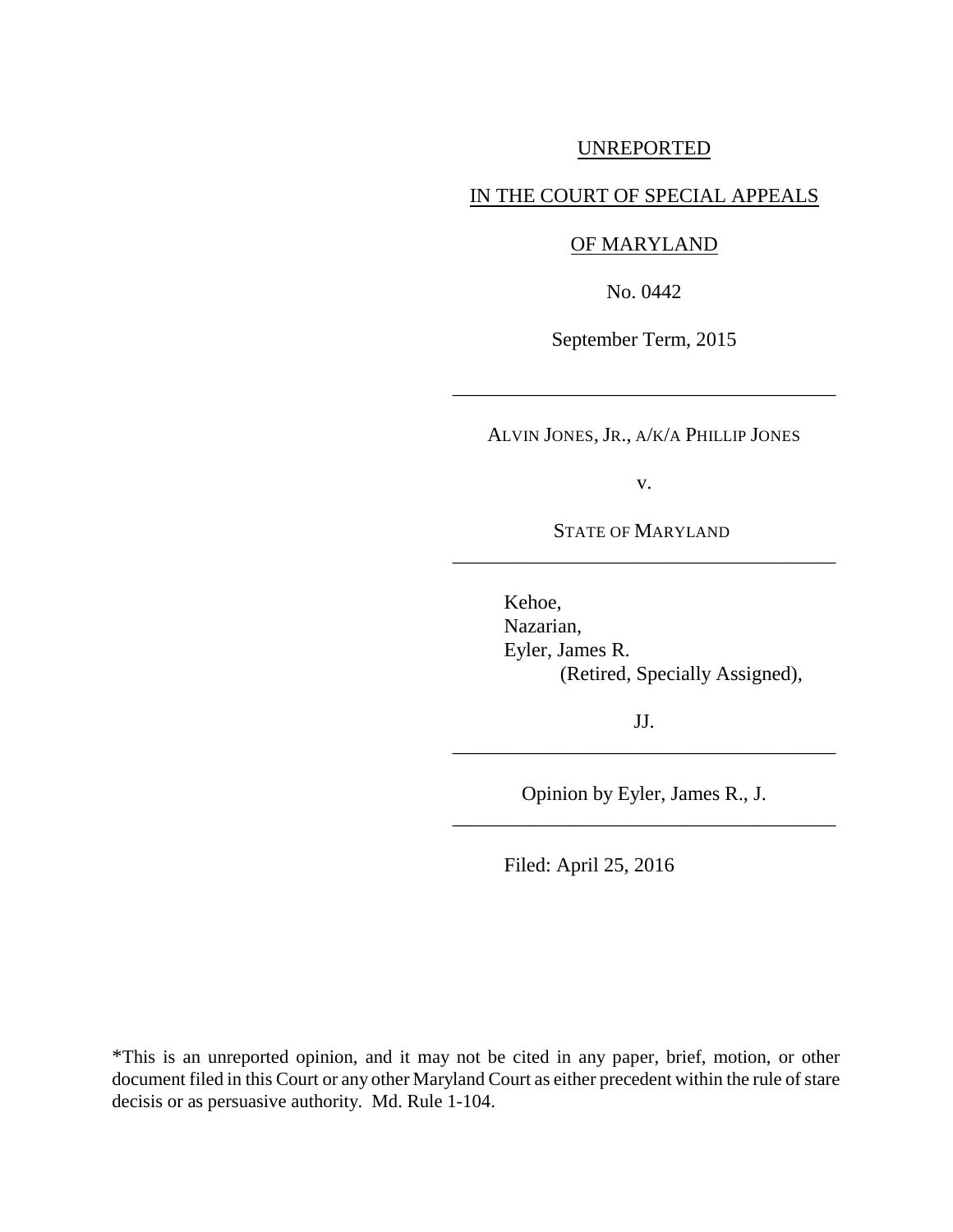UNREPORTED

IN THE COURT OF SPECIAL APPEALS

OF MARYLAND

No. 0442

September Term, 2015

---

ALVIN JONES, JR., A/K/A PHILLIP JONES

v.

STATE OF MARYLAND

---

Kehoe,
Nazarian,
Eyler, James R.
(Retired, Specially Assigned),

JJ.

---

Opinion by Eyler, James R., J.

---

Filed: April 25, 2016

*This is an unreported opinion, and it may not be cited in any paper, brief, motion, or other document filed in this Court or any other Maryland Court as either precedent within the rule of stare decisis or as persuasive authority. Md. Rule 1-104.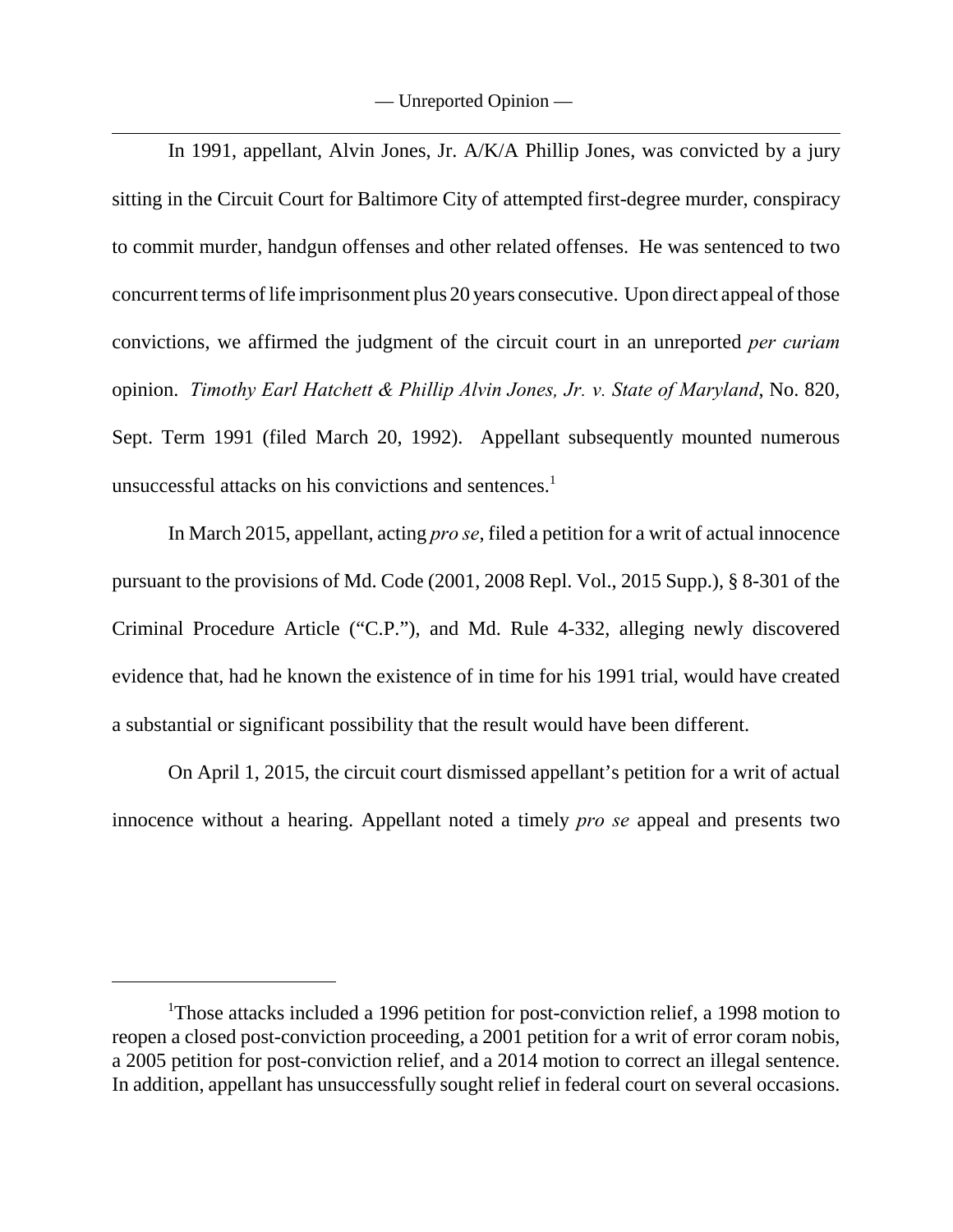In 1991, appellant, Alvin Jones, Jr. A/K/A Phillip Jones, was convicted by a jury sitting in the Circuit Court for Baltimore City of attempted first-degree murder, conspiracy to commit murder, handgun offenses and other related offenses. He was sentenced to two concurrent terms of life imprisonment plus 20 years consecutive. Upon direct appeal of those convictions, we affirmed the judgment of the circuit court in an unreported *per curiam* opinion. *Timothy Earl Hatchett & Phillip Alvin Jones, Jr. v. State of Maryland*, No. 820, Sept. Term 1991 (filed March 20, 1992). Appellant subsequently mounted numerous unsuccessful attacks on his convictions and sentences.[1]

In March 2015, appellant, acting *pro se*, filed a petition for a writ of actual innocence pursuant to the provisions of Md. Code (2001, 2008 Repl. Vol., 2015 Supp.), § 8-301 of the Criminal Procedure Article ("C.P."), and Md. Rule 4-332, alleging newly discovered evidence that, had he known the existence of in time for his 1991 trial, would have created a substantial or significant possibility that the result would have been different.

On April 1, 2015, the circuit court dismissed appellant's petition for a writ of actual innocence without a hearing. Appellant noted a timely *pro se* appeal and presents two

---

[1]Those attacks included a 1996 petition for post-conviction relief, a 1998 motion to reopen a closed post-conviction proceeding, a 2001 petition for a writ of error coram nobis, a 2005 petition for post-conviction relief, and a 2014 motion to correct an illegal sentence. In addition, appellant has unsuccessfully sought relief in federal court on several occasions.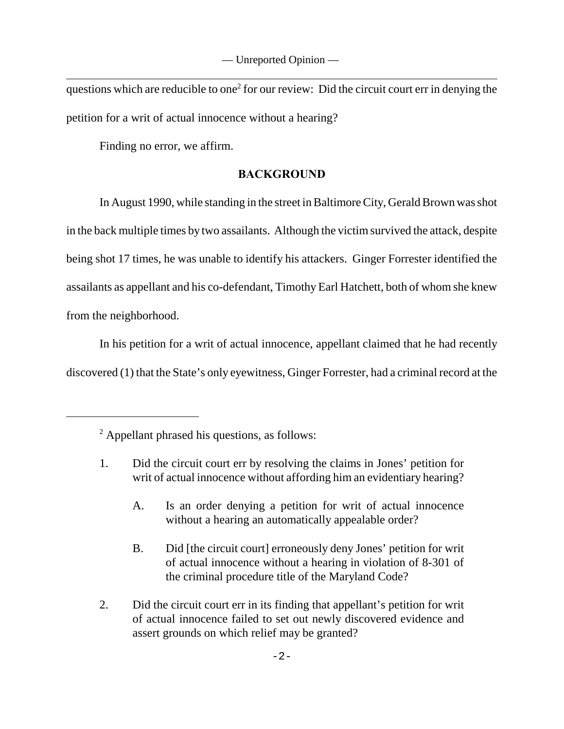questions which are reducible to one[2] for our review: Did the circuit court err in denying the petition for a writ of actual innocence without a hearing?

Finding no error, we affirm.

## BACKGROUND

In August 1990, while standing in the street in Baltimore City, Gerald Brown was shot in the back multiple times by two assailants. Although the victim survived the attack, despite being shot 17 times, he was unable to identify his attackers. Ginger Forrester identified the assailants as appellant and his co-defendant, Timothy Earl Hatchett, both of whom she knew from the neighborhood.

In his petition for a writ of actual innocence, appellant claimed that he had recently discovered (1) that the State's only eyewitness, Ginger Forrester, had a criminal record at the

---

[2] Appellant phrased his questions, as follows:

1. Did the circuit court err by resolving the claims in Jones' petition for writ of actual innocence without affording him an evidentiary hearing?

   A. Is an order denying a petition for writ of actual innocence without a hearing an automatically appealable order?

   B. Did [the circuit court] erroneously deny Jones' petition for writ of actual innocence without a hearing in violation of 8-301 of the criminal procedure title of the Maryland Code?

2. Did the circuit court err in its finding that appellant's petition for writ of actual innocence failed to set out newly discovered evidence and assert grounds on which relief may be granted?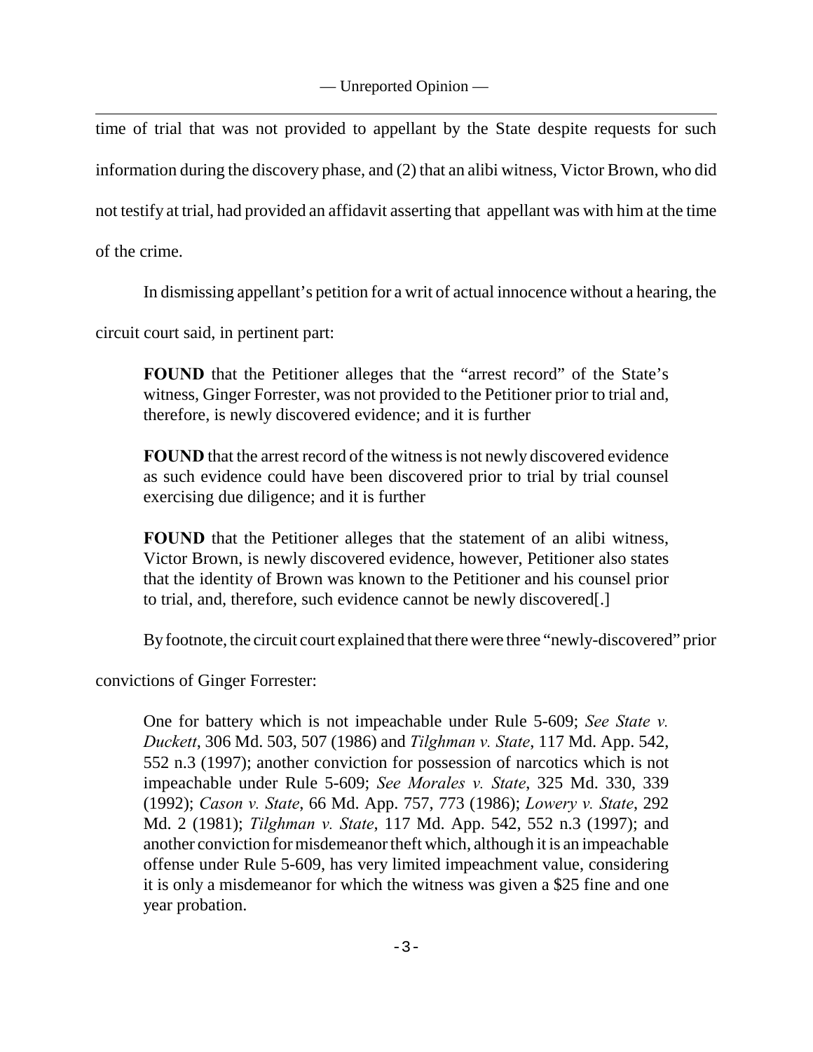time of trial that was not provided to appellant by the State despite requests for such information during the discovery phase, and (2) that an alibi witness, Victor Brown, who did not testify at trial, had provided an affidavit asserting that appellant was with him at the time of the crime.

In dismissing appellant's petition for a writ of actual innocence without a hearing, the circuit court said, in pertinent part:

> **FOUND** that the Petitioner alleges that the "arrest record" of the State's witness, Ginger Forrester, was not provided to the Petitioner prior to trial and, therefore, is newly discovered evidence; and it is further
>
> **FOUND** that the arrest record of the witness is not newly discovered evidence as such evidence could have been discovered prior to trial by trial counsel exercising due diligence; and it is further
>
> **FOUND** that the Petitioner alleges that the statement of an alibi witness, Victor Brown, is newly discovered evidence, however, Petitioner also states that the identity of Brown was known to the Petitioner and his counsel prior to trial, and, therefore, such evidence cannot be newly discovered[.]

By footnote, the circuit court explained that there were three "newly-discovered" prior convictions of Ginger Forrester:

> One for battery which is not impeachable under Rule 5-609; *See State v. Duckett*, 306 Md. 503, 507 (1986) and *Tilghman v. State*, 117 Md. App. 542, 552 n.3 (1997); another conviction for possession of narcotics which is not impeachable under Rule 5-609; *See Morales v. State*, 325 Md. 330, 339 (1992); *Cason v. State*, 66 Md. App. 757, 773 (1986); *Lowery v. State*, 292 Md. 2 (1981); *Tilghman v. State*, 117 Md. App. 542, 552 n.3 (1997); and another conviction for misdemeanor theft which, although it is an impeachable offense under Rule 5-609, has very limited impeachment value, considering it is only a misdemeanor for which the witness was given a $25 fine and one year probation.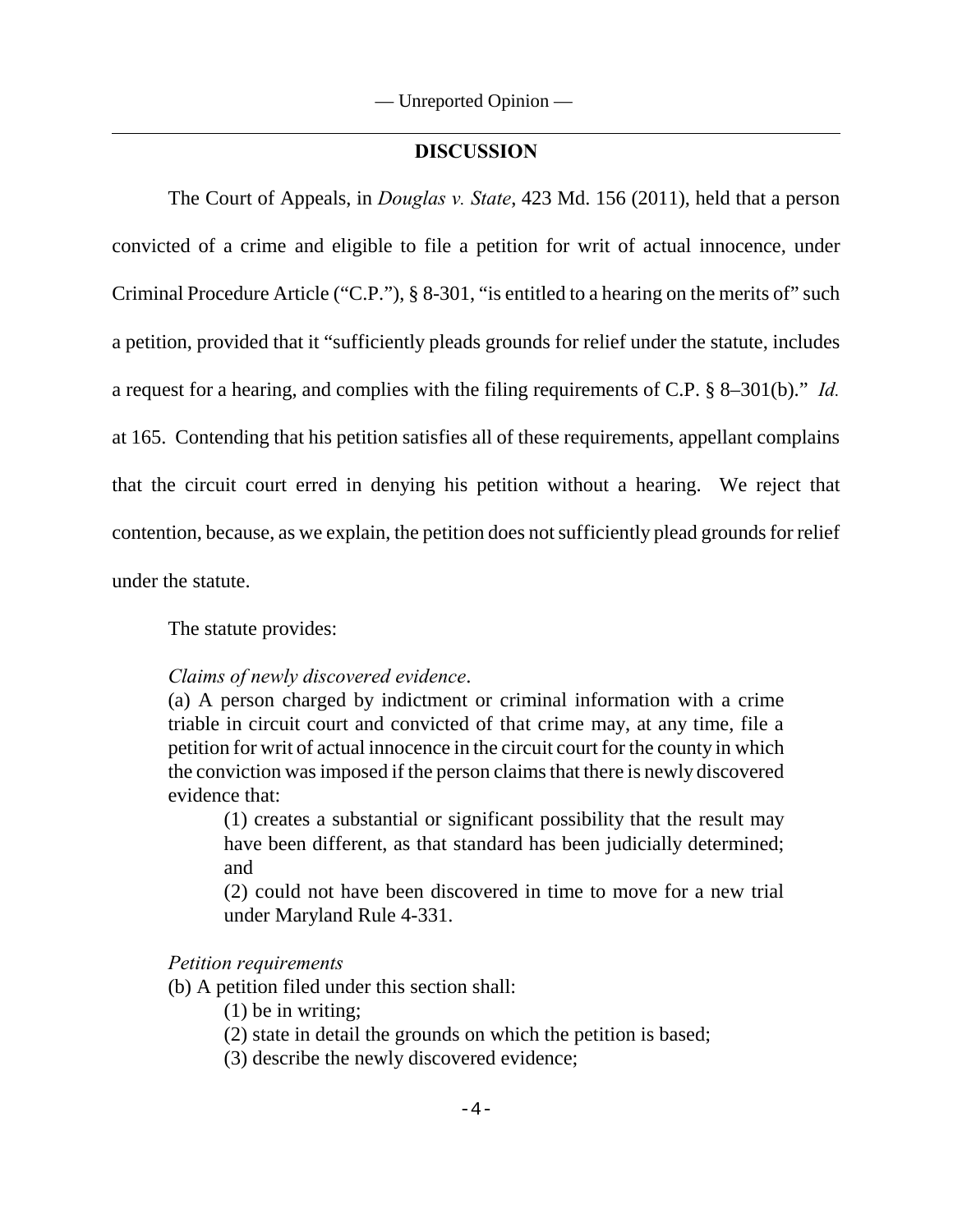## DISCUSSION

The Court of Appeals, in *Douglas v. State*, 423 Md. 156 (2011), held that a person convicted of a crime and eligible to file a petition for writ of actual innocence, under Criminal Procedure Article ("C.P."), § 8-301, "is entitled to a hearing on the merits of" such a petition, provided that it "sufficiently pleads grounds for relief under the statute, includes a request for a hearing, and complies with the filing requirements of C.P. § 8–301(b)." *Id.* at 165. Contending that his petition satisfies all of these requirements, appellant complains that the circuit court erred in denying his petition without a hearing. We reject that contention, because, as we explain, the petition does not sufficiently plead grounds for relief under the statute.

The statute provides:

> *Claims of newly discovered evidence*.
> (a) A person charged by indictment or criminal information with a crime triable in circuit court and convicted of that crime may, at any time, file a petition for writ of actual innocence in the circuit court for the county in which the conviction was imposed if the person claims that there is newly discovered evidence that:
>
> > (1) creates a substantial or significant possibility that the result may have been different, as that standard has been judicially determined; and
> >
> > (2) could not have been discovered in time to move for a new trial under Maryland Rule 4-331.
>
> *Petition requirements*
> (b) A petition filed under this section shall:
>
> > (1) be in writing;
> > (2) state in detail the grounds on which the petition is based;
> > (3) describe the newly discovered evidence;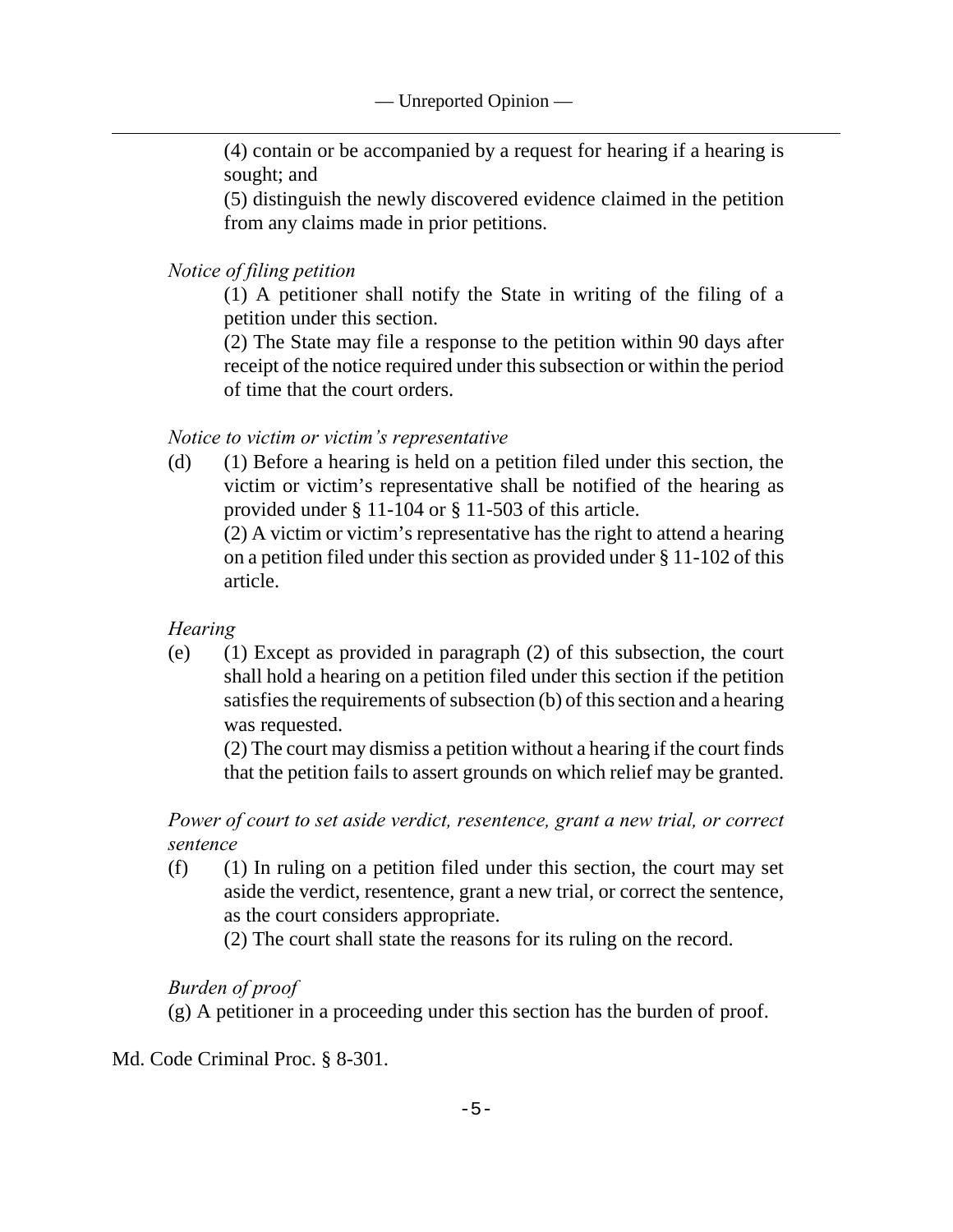(4) contain or be accompanied by a request for hearing if a hearing is sought; and

(5) distinguish the newly discovered evidence claimed in the petition from any claims made in prior petitions.

*Notice of filing petition*

(1) A petitioner shall notify the State in writing of the filing of a petition under this section.

(2) The State may file a response to the petition within 90 days after receipt of the notice required under this subsection or within the period of time that the court orders.

*Notice to victim or victim's representative*

(d) (1) Before a hearing is held on a petition filed under this section, the victim or victim's representative shall be notified of the hearing as provided under § 11-104 or § 11-503 of this article.

(2) A victim or victim's representative has the right to attend a hearing on a petition filed under this section as provided under § 11-102 of this article.

*Hearing*

(e) (1) Except as provided in paragraph (2) of this subsection, the court shall hold a hearing on a petition filed under this section if the petition satisfies the requirements of subsection (b) of this section and a hearing was requested.

(2) The court may dismiss a petition without a hearing if the court finds that the petition fails to assert grounds on which relief may be granted.

*Power of court to set aside verdict, resentence, grant a new trial, or correct sentence*

(f) (1) In ruling on a petition filed under this section, the court may set aside the verdict, resentence, grant a new trial, or correct the sentence, as the court considers appropriate.

(2) The court shall state the reasons for its ruling on the record.

*Burden of proof*

(g) A petitioner in a proceeding under this section has the burden of proof.

Md. Code Criminal Proc. § 8-301.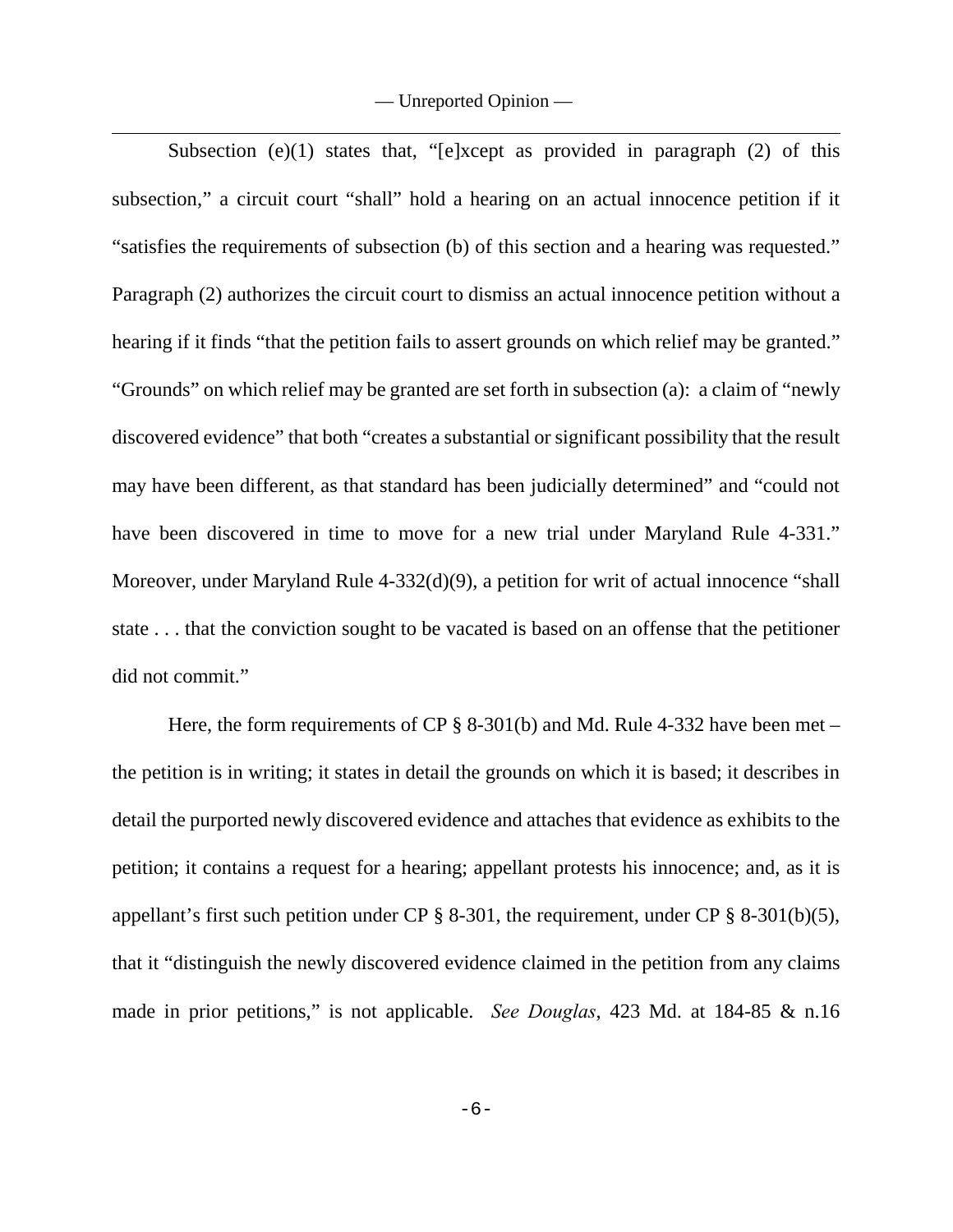Subsection (e)(1) states that, "[e]xcept as provided in paragraph (2) of this subsection," a circuit court "shall" hold a hearing on an actual innocence petition if it "satisfies the requirements of subsection (b) of this section and a hearing was requested." Paragraph (2) authorizes the circuit court to dismiss an actual innocence petition without a hearing if it finds "that the petition fails to assert grounds on which relief may be granted." "Grounds" on which relief may be granted are set forth in subsection (a): a claim of "newly discovered evidence" that both "creates a substantial or significant possibility that the result may have been different, as that standard has been judicially determined" and "could not have been discovered in time to move for a new trial under Maryland Rule 4-331." Moreover, under Maryland Rule 4-332(d)(9), a petition for writ of actual innocence "shall state . . . that the conviction sought to be vacated is based on an offense that the petitioner did not commit."

Here, the form requirements of CP § 8-301(b) and Md. Rule 4-332 have been met – the petition is in writing; it states in detail the grounds on which it is based; it describes in detail the purported newly discovered evidence and attaches that evidence as exhibits to the petition; it contains a request for a hearing; appellant protests his innocence; and, as it is appellant's first such petition under CP § 8-301, the requirement, under CP § 8-301(b)(5), that it "distinguish the newly discovered evidence claimed in the petition from any claims made in prior petitions," is not applicable. *See Douglas*, 423 Md. at 184-85 & n.16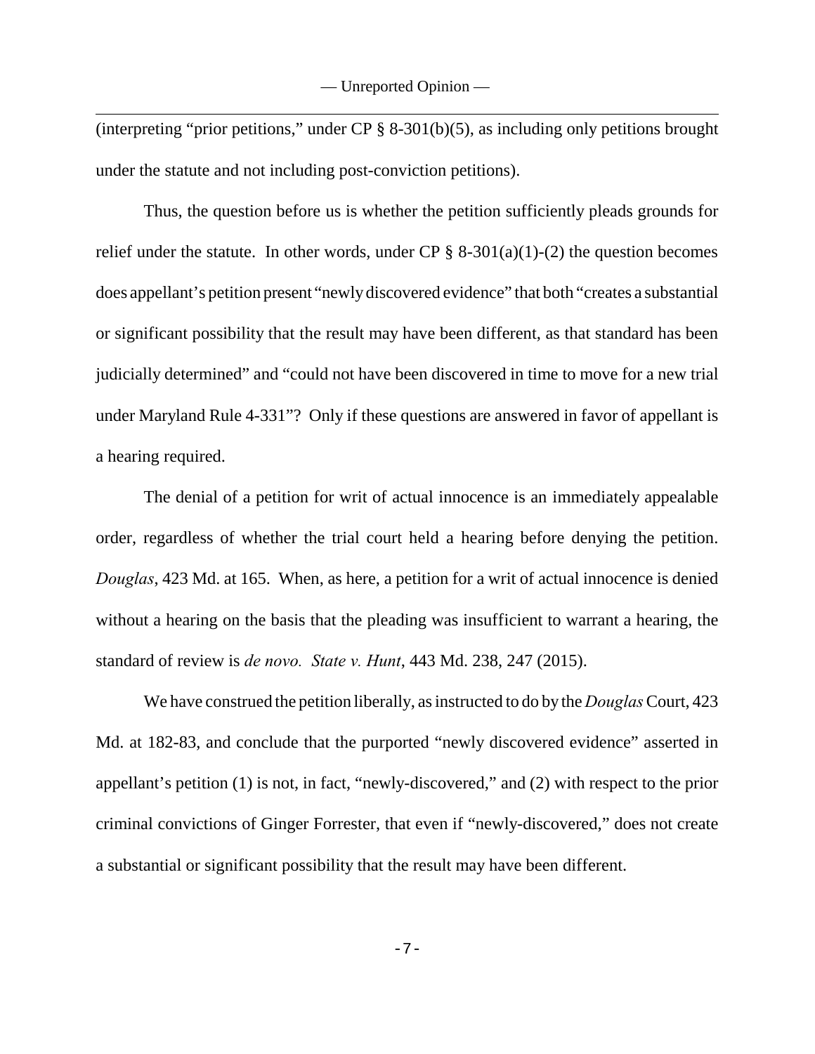(interpreting "prior petitions," under CP § 8-301(b)(5), as including only petitions brought under the statute and not including post-conviction petitions).

Thus, the question before us is whether the petition sufficiently pleads grounds for relief under the statute. In other words, under CP § 8-301(a)(1)-(2) the question becomes does appellant's petition present "newly discovered evidence" that both "creates a substantial or significant possibility that the result may have been different, as that standard has been judicially determined" and "could not have been discovered in time to move for a new trial under Maryland Rule 4-331"? Only if these questions are answered in favor of appellant is a hearing required.

The denial of a petition for writ of actual innocence is an immediately appealable order, regardless of whether the trial court held a hearing before denying the petition. *Douglas*, 423 Md. at 165. When, as here, a petition for a writ of actual innocence is denied without a hearing on the basis that the pleading was insufficient to warrant a hearing, the standard of review is *de novo*. *State v. Hunt*, 443 Md. 238, 247 (2015).

We have construed the petition liberally, as instructed to do by the *Douglas* Court, 423 Md. at 182-83, and conclude that the purported "newly discovered evidence" asserted in appellant's petition (1) is not, in fact, "newly-discovered," and (2) with respect to the prior criminal convictions of Ginger Forrester, that even if "newly-discovered," does not create a substantial or significant possibility that the result may have been different.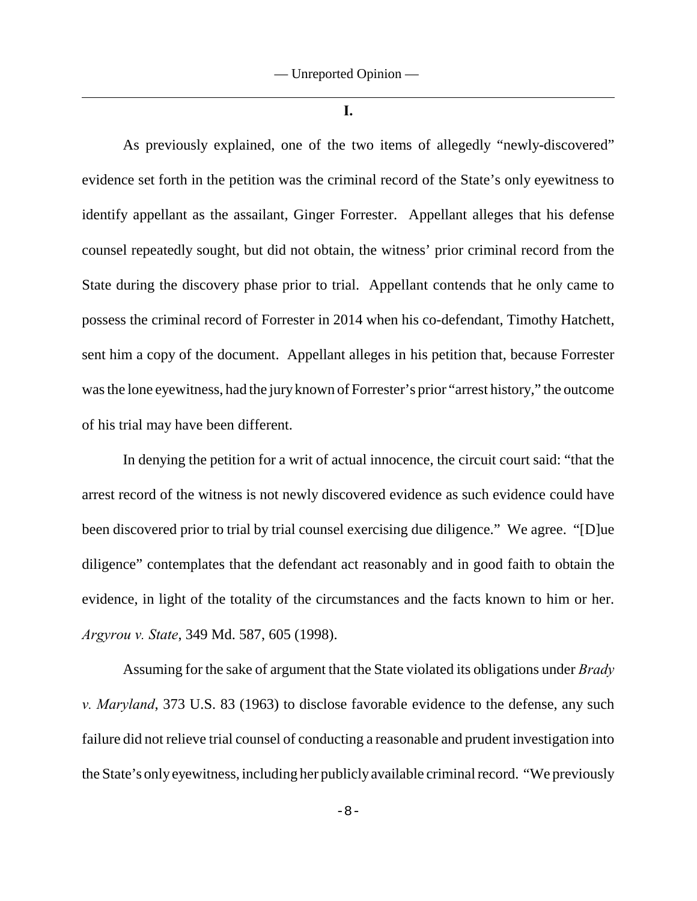## I.

As previously explained, one of the two items of allegedly "newly-discovered" evidence set forth in the petition was the criminal record of the State's only eyewitness to identify appellant as the assailant, Ginger Forrester. Appellant alleges that his defense counsel repeatedly sought, but did not obtain, the witness' prior criminal record from the State during the discovery phase prior to trial. Appellant contends that he only came to possess the criminal record of Forrester in 2014 when his co-defendant, Timothy Hatchett, sent him a copy of the document. Appellant alleges in his petition that, because Forrester was the lone eyewitness, had the jury known of Forrester's prior "arrest history," the outcome of his trial may have been different.

In denying the petition for a writ of actual innocence, the circuit court said: "that the arrest record of the witness is not newly discovered evidence as such evidence could have been discovered prior to trial by trial counsel exercising due diligence." We agree. "[D]ue diligence" contemplates that the defendant act reasonably and in good faith to obtain the evidence, in light of the totality of the circumstances and the facts known to him or her. *Argyrou v. State*, 349 Md. 587, 605 (1998).

Assuming for the sake of argument that the State violated its obligations under *Brady v. Maryland*, 373 U.S. 83 (1963) to disclose favorable evidence to the defense, any such failure did not relieve trial counsel of conducting a reasonable and prudent investigation into the State's only eyewitness, including her publicly available criminal record. "We previously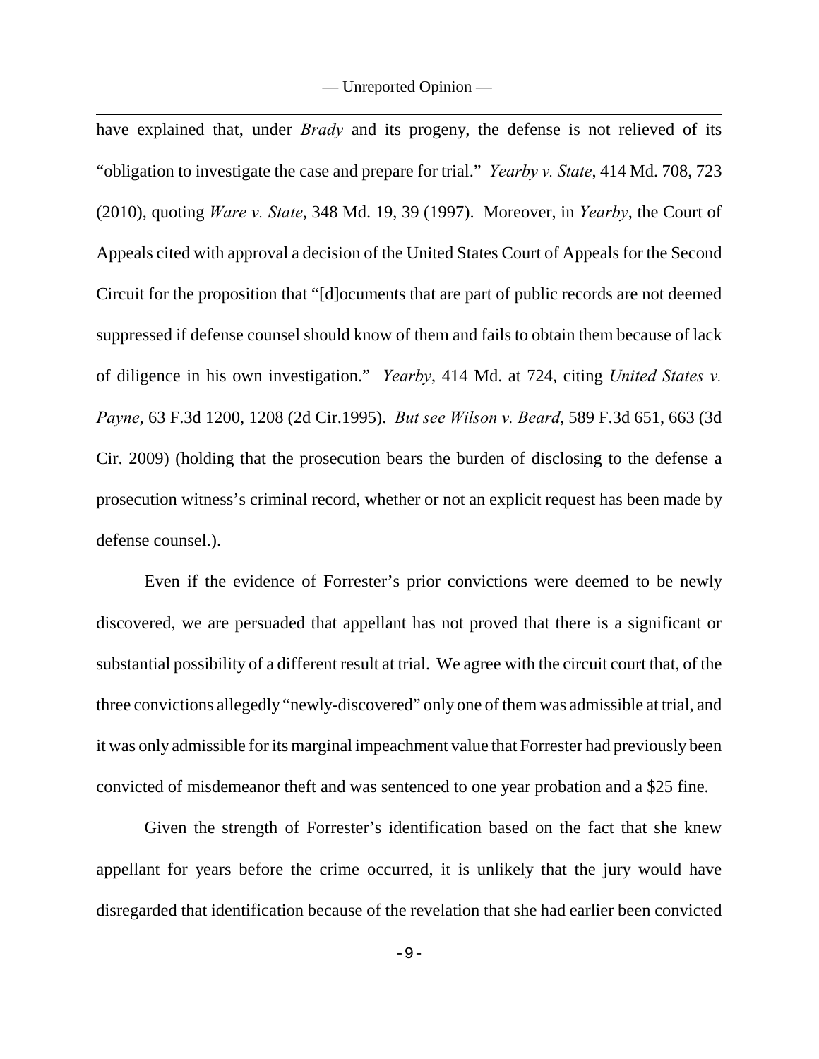have explained that, under *Brady* and its progeny, the defense is not relieved of its "obligation to investigate the case and prepare for trial." *Yearby v. State*, 414 Md. 708, 723 (2010), quoting *Ware v. State*, 348 Md. 19, 39 (1997). Moreover, in *Yearby*, the Court of Appeals cited with approval a decision of the United States Court of Appeals for the Second Circuit for the proposition that "[d]ocuments that are part of public records are not deemed suppressed if defense counsel should know of them and fails to obtain them because of lack of diligence in his own investigation." *Yearby*, 414 Md. at 724, citing *United States v. Payne*, 63 F.3d 1200, 1208 (2d Cir.1995). *But see Wilson v. Beard*, 589 F.3d 651, 663 (3d Cir. 2009) (holding that the prosecution bears the burden of disclosing to the defense a prosecution witness's criminal record, whether or not an explicit request has been made by defense counsel.).

Even if the evidence of Forrester's prior convictions were deemed to be newly discovered, we are persuaded that appellant has not proved that there is a significant or substantial possibility of a different result at trial. We agree with the circuit court that, of the three convictions allegedly "newly-discovered" only one of them was admissible at trial, and it was only admissible for its marginal impeachment value that Forrester had previously been convicted of misdemeanor theft and was sentenced to one year probation and a $25 fine.

Given the strength of Forrester's identification based on the fact that she knew appellant for years before the crime occurred, it is unlikely that the jury would have disregarded that identification because of the revelation that she had earlier been convicted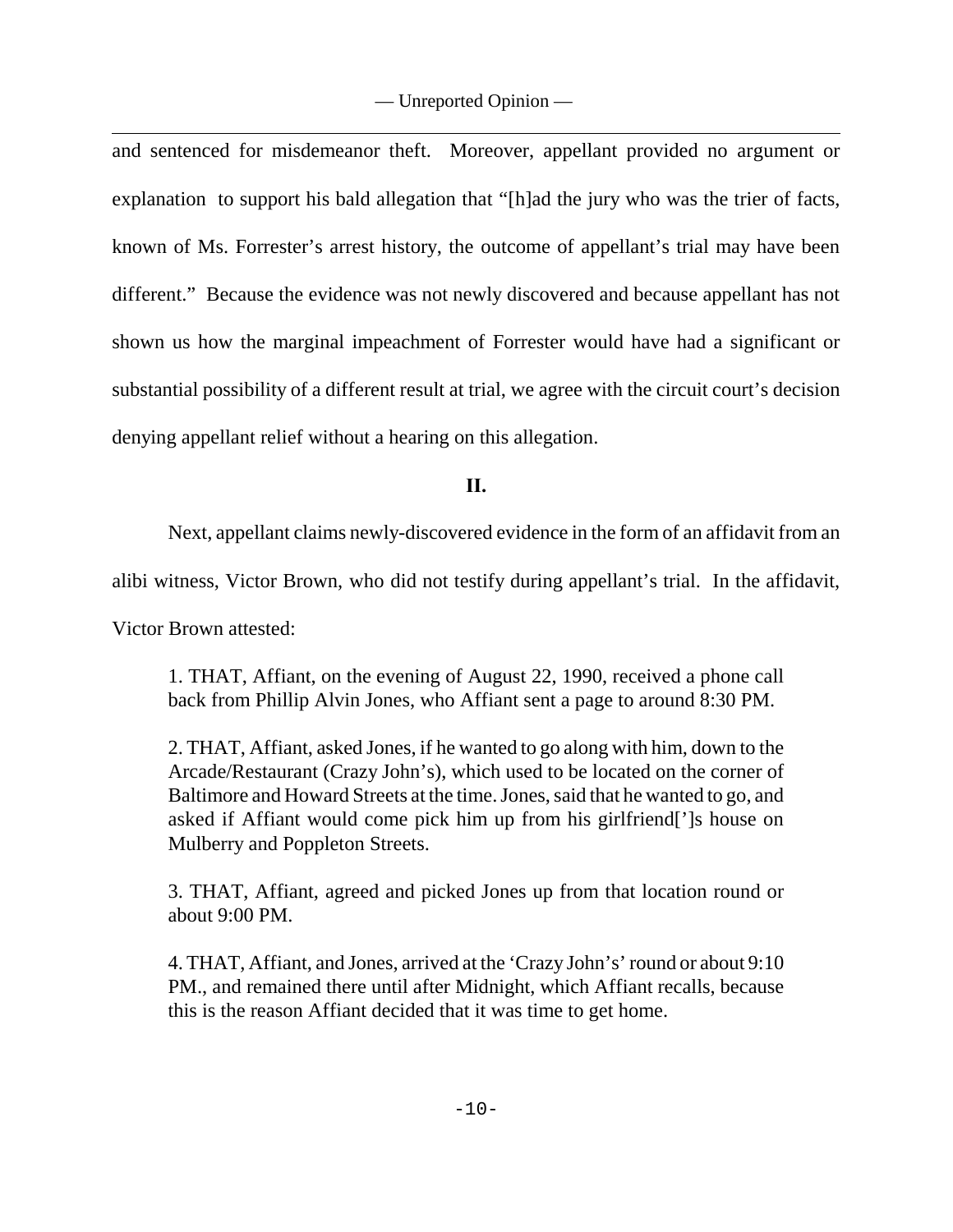and sentenced for misdemeanor theft. Moreover, appellant provided no argument or explanation to support his bald allegation that "[h]ad the jury who was the trier of facts, known of Ms. Forrester's arrest history, the outcome of appellant's trial may have been different." Because the evidence was not newly discovered and because appellant has not shown us how the marginal impeachment of Forrester would have had a significant or substantial possibility of a different result at trial, we agree with the circuit court's decision denying appellant relief without a hearing on this allegation.

**II.**

Next, appellant claims newly-discovered evidence in the form of an affidavit from an alibi witness, Victor Brown, who did not testify during appellant's trial. In the affidavit, Victor Brown attested:

> 1. THAT, Affiant, on the evening of August 22, 1990, received a phone call back from Phillip Alvin Jones, who Affiant sent a page to around 8:30 PM.
>
> 2. THAT, Affiant, asked Jones, if he wanted to go along with him, down to the Arcade/Restaurant (Crazy John's), which used to be located on the corner of Baltimore and Howard Streets at the time. Jones, said that he wanted to go, and asked if Affiant would come pick him up from his girlfriend[']s house on Mulberry and Poppleton Streets.
>
> 3. THAT, Affiant, agreed and picked Jones up from that location round or about 9:00 PM.
>
> 4. THAT, Affiant, and Jones, arrived at the 'Crazy John's' round or about 9:10 PM., and remained there until after Midnight, which Affiant recalls, because this is the reason Affiant decided that it was time to get home.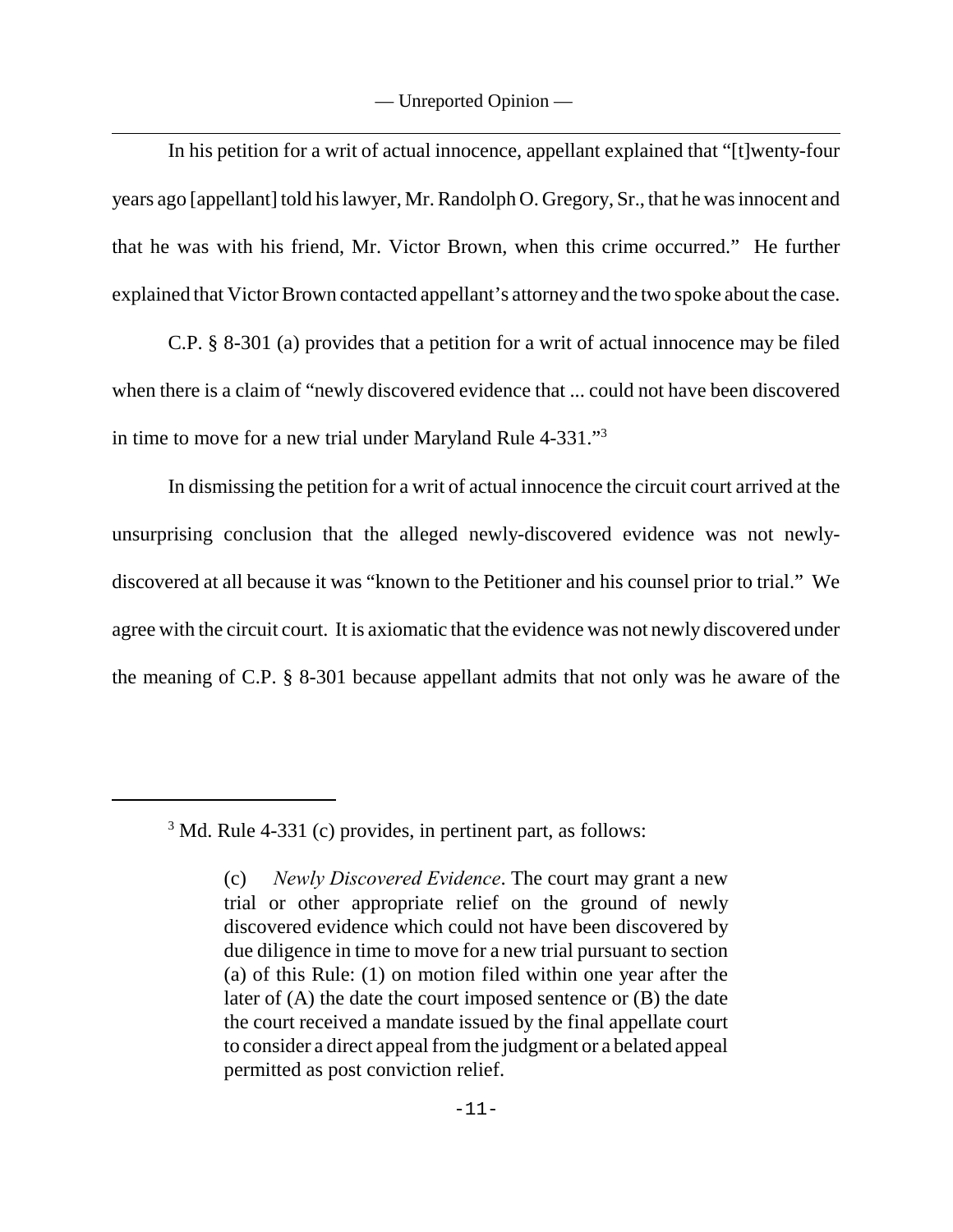In his petition for a writ of actual innocence, appellant explained that "[t]wenty-four years ago [appellant] told his lawyer, Mr. Randolph O. Gregory, Sr., that he was innocent and that he was with his friend, Mr. Victor Brown, when this crime occurred." He further explained that Victor Brown contacted appellant's attorney and the two spoke about the case.

C.P. § 8-301 (a) provides that a petition for a writ of actual innocence may be filed when there is a claim of "newly discovered evidence that ... could not have been discovered in time to move for a new trial under Maryland Rule 4-331."[3]

In dismissing the petition for a writ of actual innocence the circuit court arrived at the unsurprising conclusion that the alleged newly-discovered evidence was not newly-discovered at all because it was "known to the Petitioner and his counsel prior to trial." We agree with the circuit court. It is axiomatic that the evidence was not newly discovered under the meaning of C.P. § 8-301 because appellant admits that not only was he aware of the

---

[3] Md. Rule 4-331 (c) provides, in pertinent part, as follows:

> (c) *Newly Discovered Evidence*. The court may grant a new trial or other appropriate relief on the ground of newly discovered evidence which could not have been discovered by due diligence in time to move for a new trial pursuant to section (a) of this Rule: (1) on motion filed within one year after the later of (A) the date the court imposed sentence or (B) the date the court received a mandate issued by the final appellate court to consider a direct appeal from the judgment or a belated appeal permitted as post conviction relief.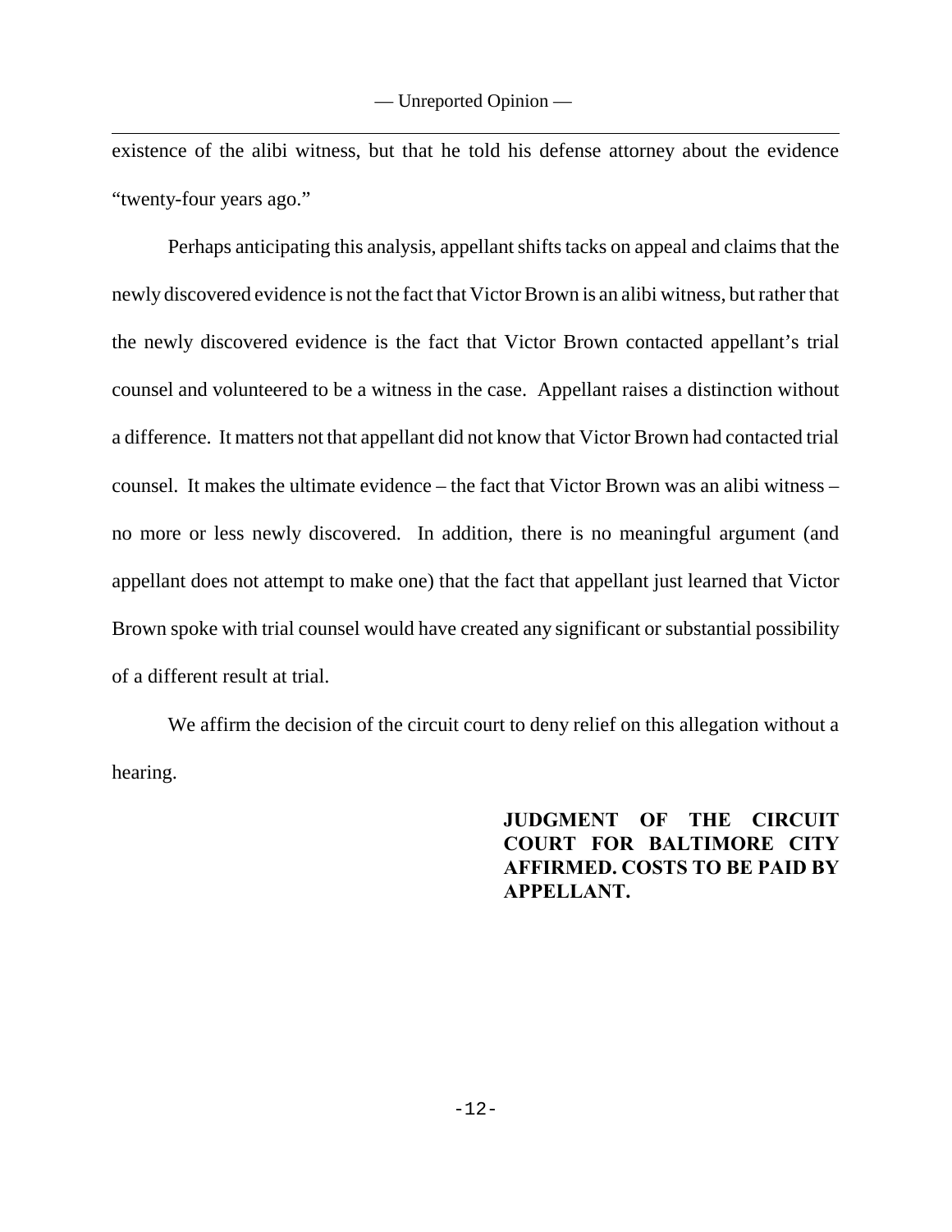existence of the alibi witness, but that he told his defense attorney about the evidence "twenty-four years ago."

Perhaps anticipating this analysis, appellant shifts tacks on appeal and claims that the newly discovered evidence is not the fact that Victor Brown is an alibi witness, but rather that the newly discovered evidence is the fact that Victor Brown contacted appellant's trial counsel and volunteered to be a witness in the case. Appellant raises a distinction without a difference. It matters not that appellant did not know that Victor Brown had contacted trial counsel. It makes the ultimate evidence – the fact that Victor Brown was an alibi witness – no more or less newly discovered. In addition, there is no meaningful argument (and appellant does not attempt to make one) that the fact that appellant just learned that Victor Brown spoke with trial counsel would have created any significant or substantial possibility of a different result at trial.

We affirm the decision of the circuit court to deny relief on this allegation without a hearing.

**JUDGMENT OF THE CIRCUIT COURT FOR BALTIMORE CITY AFFIRMED. COSTS TO BE PAID BY APPELLANT.**